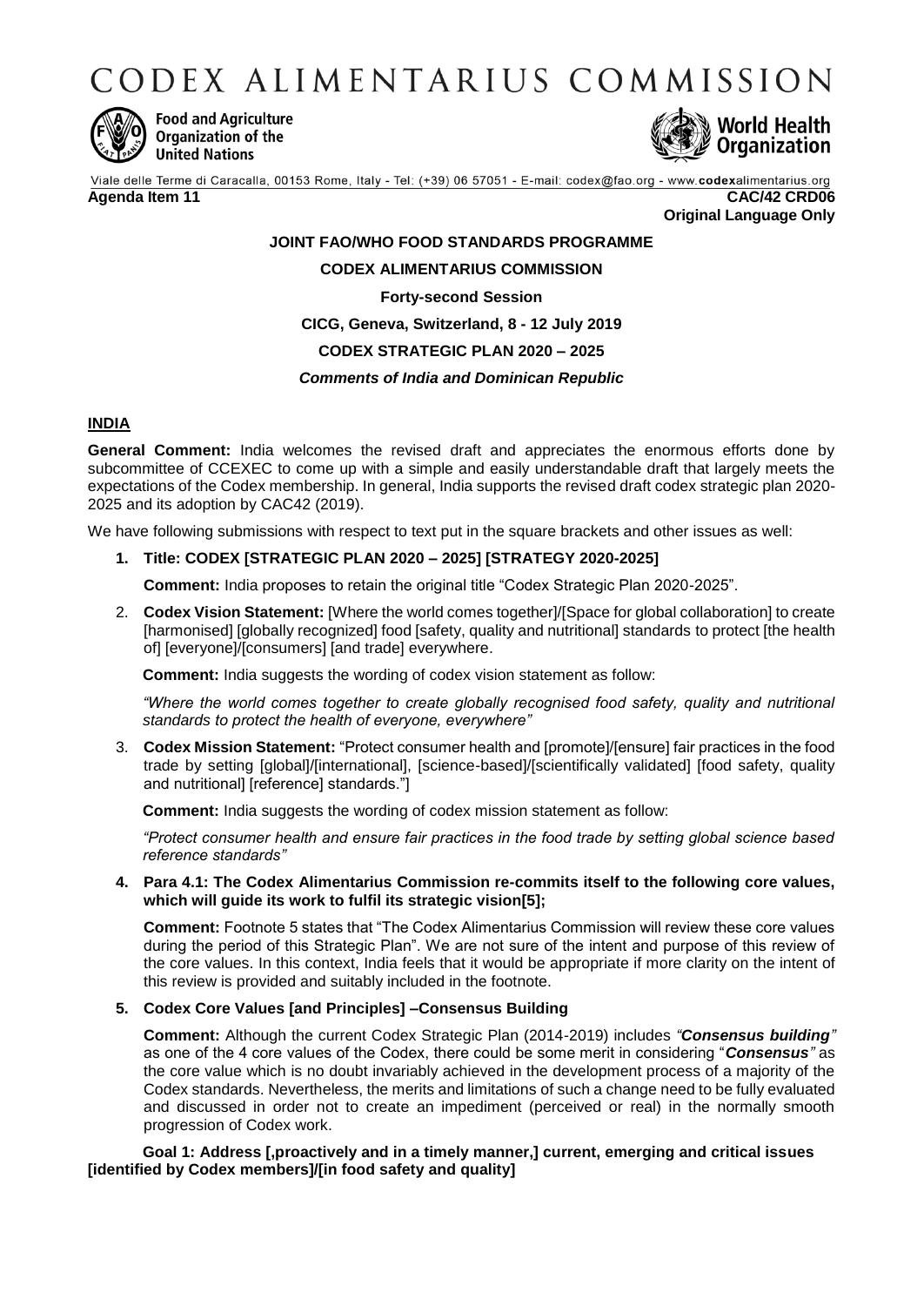# CODEX ALIMENTARIUS COMMISSION

Food and Agriculture Organization of the United Nations

World Health Organization

Viale delle Terme di Caracalla, 00153 Rome, Italy - Tel: (+39) 06 57051 - E-mail: codex@fao.org - www.codexalimentarius.org

**Agenda Item 11** **CAC/42 CRD06**

**Original Language Only**

**JOINT FAO/WHO FOOD STANDARDS PROGRAMME**

**CODEX ALIMENTARIUS COMMISSION**

**Forty-second Session**

**CICG, Geneva, Switzerland, 8 - 12 July 2019**

**CODEX STRATEGIC PLAN 2020 – 2025**

***Comments of India and Dominican Republic***

## INDIA

**General Comment:** India welcomes the revised draft and appreciates the enormous efforts done by subcommittee of CCEXEC to come up with a simple and easily understandable draft that largely meets the expectations of the Codex membership. In general, India supports the revised draft codex strategic plan 2020-2025 and its adoption by CAC42 (2019).

We have following submissions with respect to text put in the square brackets and other issues as well:

1. **Title: CODEX [STRATEGIC PLAN 2020 – 2025] [STRATEGY 2020-2025]**

   **Comment:** India proposes to retain the original title "Codex Strategic Plan 2020-2025".

2. **Codex Vision Statement:** [Where the world comes together]/[Space for global collaboration] to create [harmonised] [globally recognized] food [safety, quality and nutritional] standards to protect [the health of] [everyone]/[consumers] [and trade] everywhere.

   **Comment:** India suggests the wording of codex vision statement as follow:

   *"Where the world comes together to create globally recognised food safety, quality and nutritional standards to protect the health of everyone, everywhere"*

3. **Codex Mission Statement:** "Protect consumer health and [promote]/[ensure] fair practices in the food trade by setting [global]/[international], [science-based]/[scientifically validated] [food safety, quality and nutritional] [reference] standards."]

   **Comment:** India suggests the wording of codex mission statement as follow:

   *"Protect consumer health and ensure fair practices in the food trade by setting global science based reference standards"*

4. **Para 4.1: The Codex Alimentarius Commission re-commits itself to the following core values, which will guide its work to fulfil its strategic vision[5];**

   **Comment:** Footnote 5 states that "The Codex Alimentarius Commission will review these core values during the period of this Strategic Plan". We are not sure of the intent and purpose of this review of the core values. In this context, India feels that it would be appropriate if more clarity on the intent of this review is provided and suitably included in the footnote.

5. **Codex Core Values [and Principles] –Consensus Building**

   **Comment:** Although the current Codex Strategic Plan (2014-2019) includes ***"Consensus building"*** as one of the 4 core values of the Codex, there could be some merit in considering "***Consensus"*** as the core value which is no doubt invariably achieved in the development process of a majority of the Codex standards. Nevertheless, the merits and limitations of such a change need to be fully evaluated and discussed in order not to create an impediment (perceived or real) in the normally smooth progression of Codex work.

**Goal 1: Address [,proactively and in a timely manner,] current, emerging and critical issues [identified by Codex members]/[in food safety and quality]**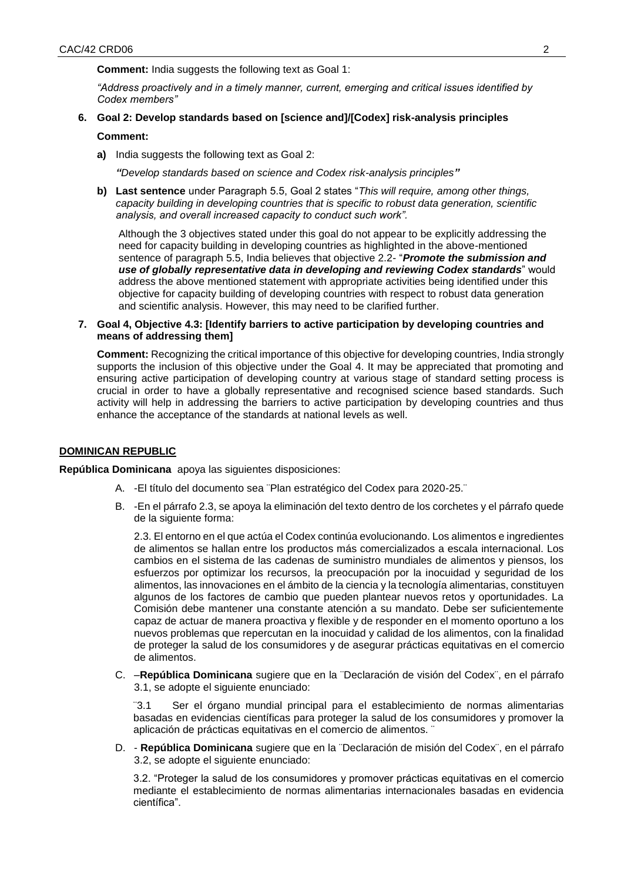**Comment:** India suggests the following text as Goal 1:

*"Address proactively and in a timely manner, current, emerging and critical issues identified by Codex members"*

**6. Goal 2: Develop standards based on [science and]/[Codex] risk-analysis principles**

**Comment:**

**a)** India suggests the following text as Goal 2:

*"Develop standards based on science and Codex risk-analysis principles"*

**b) Last sentence** under Paragraph 5.5, Goal 2 states "*This will require, among other things, capacity building in developing countries that is specific to robust data generation, scientific analysis, and overall increased capacity to conduct such work".*

Although the 3 objectives stated under this goal do not appear to be explicitly addressing the need for capacity building in developing countries as highlighted in the above-mentioned sentence of paragraph 5.5, India believes that objective 2.2- "***Promote the submission and use of globally representative data in developing and reviewing Codex standards***" would address the above mentioned statement with appropriate activities being identified under this objective for capacity building of developing countries with respect to robust data generation and scientific analysis. However, this may need to be clarified further.

**7. Goal 4, Objective 4.3: [Identify barriers to active participation by developing countries and means of addressing them]**

**Comment:** Recognizing the critical importance of this objective for developing countries, India strongly supports the inclusion of this objective under the Goal 4. It may be appreciated that promoting and ensuring active participation of developing country at various stage of standard setting process is crucial in order to have a globally representative and recognised science based standards. Such activity will help in addressing the barriers to active participation by developing countries and thus enhance the acceptance of the standards at national levels as well.

## DOMINICAN REPUBLIC

**República Dominicana** apoya las siguientes disposiciones:

A. -El título del documento sea ¨Plan estratégico del Codex para 2020-25.¨

B. -En el párrafo 2.3, se apoya la eliminación del texto dentro de los corchetes y el párrafo quede de la siguiente forma:

2.3. El entorno en el que actúa el Codex continúa evolucionando. Los alimentos e ingredientes de alimentos se hallan entre los productos más comercializados a escala internacional. Los cambios en el sistema de las cadenas de suministro mundiales de alimentos y piensos, los esfuerzos por optimizar los recursos, la preocupación por la inocuidad y seguridad de los alimentos, las innovaciones en el ámbito de la ciencia y la tecnología alimentarias, constituyen algunos de los factores de cambio que pueden plantear nuevos retos y oportunidades. La Comisión debe mantener una constante atención a su mandato. Debe ser suficientemente capaz de actuar de manera proactiva y flexible y de responder en el momento oportuno a los nuevos problemas que repercutan en la inocuidad y calidad de los alimentos, con la finalidad de proteger la salud de los consumidores y de asegurar prácticas equitativas en el comercio de alimentos.

C. –**República Dominicana** sugiere que en la ¨Declaración de visión del Codex¨, en el párrafo 3.1, se adopte el siguiente enunciado:

¨3.1 Ser el órgano mundial principal para el establecimiento de normas alimentarias basadas en evidencias científicas para proteger la salud de los consumidores y promover la aplicación de prácticas equitativas en el comercio de alimentos. ¨

D. - **República Dominicana** sugiere que en la ¨Declaración de misión del Codex¨, en el párrafo 3.2, se adopte el siguiente enunciado:

3.2. "Proteger la salud de los consumidores y promover prácticas equitativas en el comercio mediante el establecimiento de normas alimentarias internacionales basadas en evidencia científica".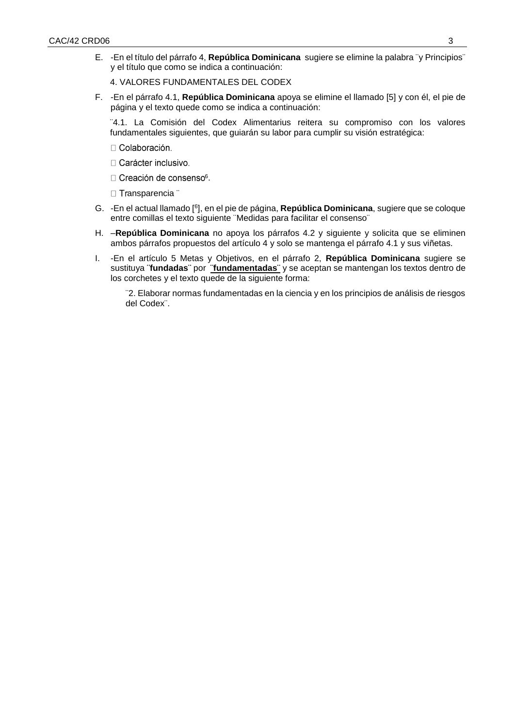E. -En el título del párrafo 4, **República Dominicana** sugiere se elimine la palabra ¨y Principios¨ y el título que como se indica a continuación:

   4. VALORES FUNDAMENTALES DEL CODEX

F. -En el párrafo 4.1, **República Dominicana** apoya se elimine el llamado [5] y con él, el pie de página y el texto quede como se indica a continuación:

   ¨4.1. La Comisión del Codex Alimentarius reitera su compromiso con los valores fundamentales siguientes, que guiarán su labor para cumplir su visión estratégica:

   - Colaboración.
   - Carácter inclusivo.
   - Creación de consenso[6].
   - Transparencia ¨

G. -En el actual llamado [6], en el pie de página, **República Dominicana**, sugiere que se coloque entre comillas el texto siguiente ¨Medidas para facilitar el consenso¨

H. –**República Dominicana** no apoya los párrafos 4.2 y siguiente y solicita que se eliminen ambos párrafos propuestos del artículo 4 y solo se mantenga el párrafo 4.1 y sus viñetas.

I. -En el artículo 5 Metas y Objetivos, en el párrafo 2, **República Dominicana** sugiere se sustituya ¨**fundadas**¨ por ¨**fundamentadas**¨ y se aceptan se mantengan los textos dentro de los corchetes y el texto quede de la siguiente forma:

   ¨2. Elaborar normas fundamentadas en la ciencia y en los principios de análisis de riesgos del Codex¨.